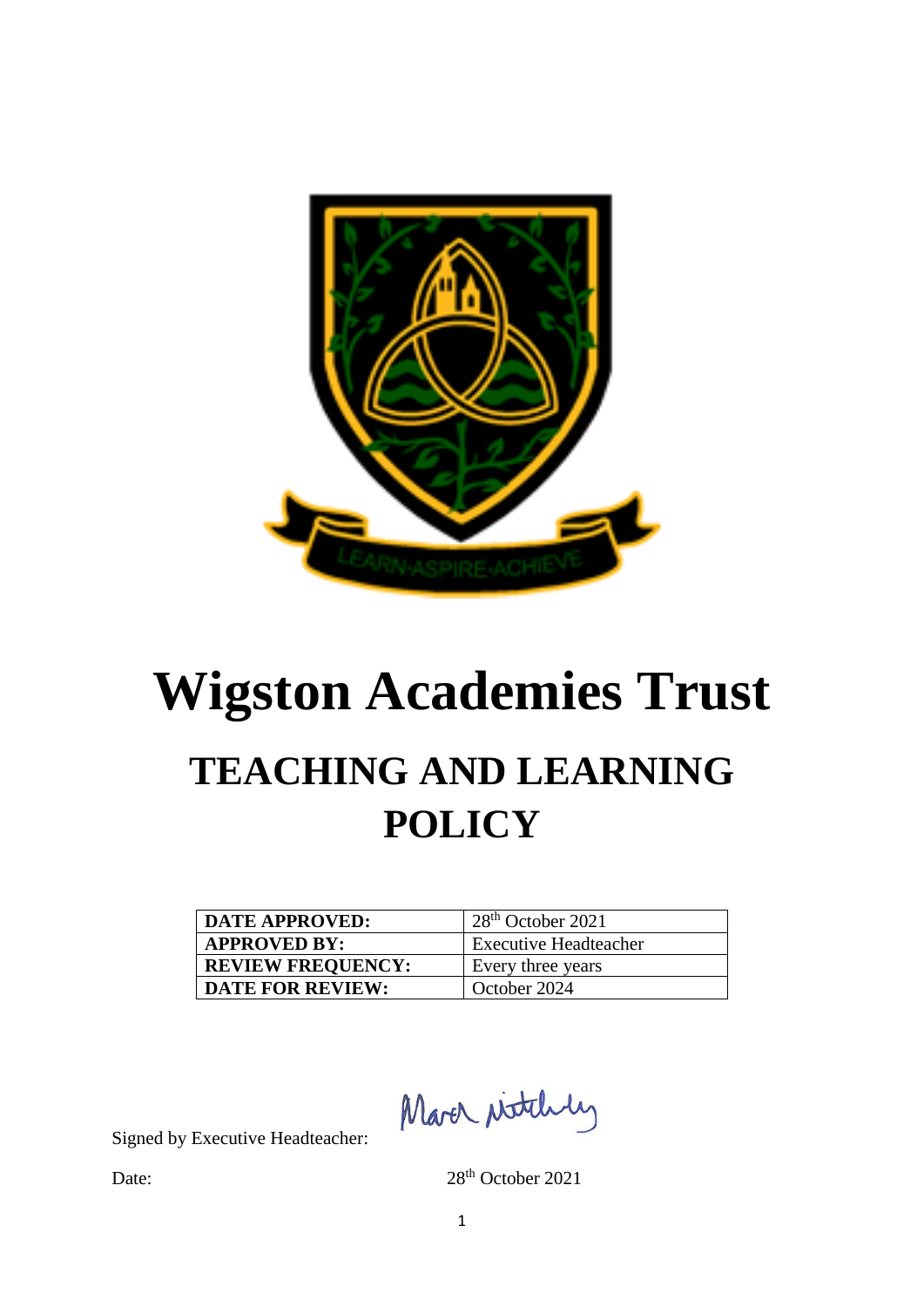# Wigston Academies Trust

## TEACHING AND LEARNING POLICY

| DATE APPROVED: | 28th October 2021 |
|---|---|
| APPROVED BY: | Executive Headteacher |
| REVIEW FREQUENCY: | Every three years |
| DATE FOR REVIEW: | October 2024 |

Signed by Executive Headteacher:

Date: 28th October 2021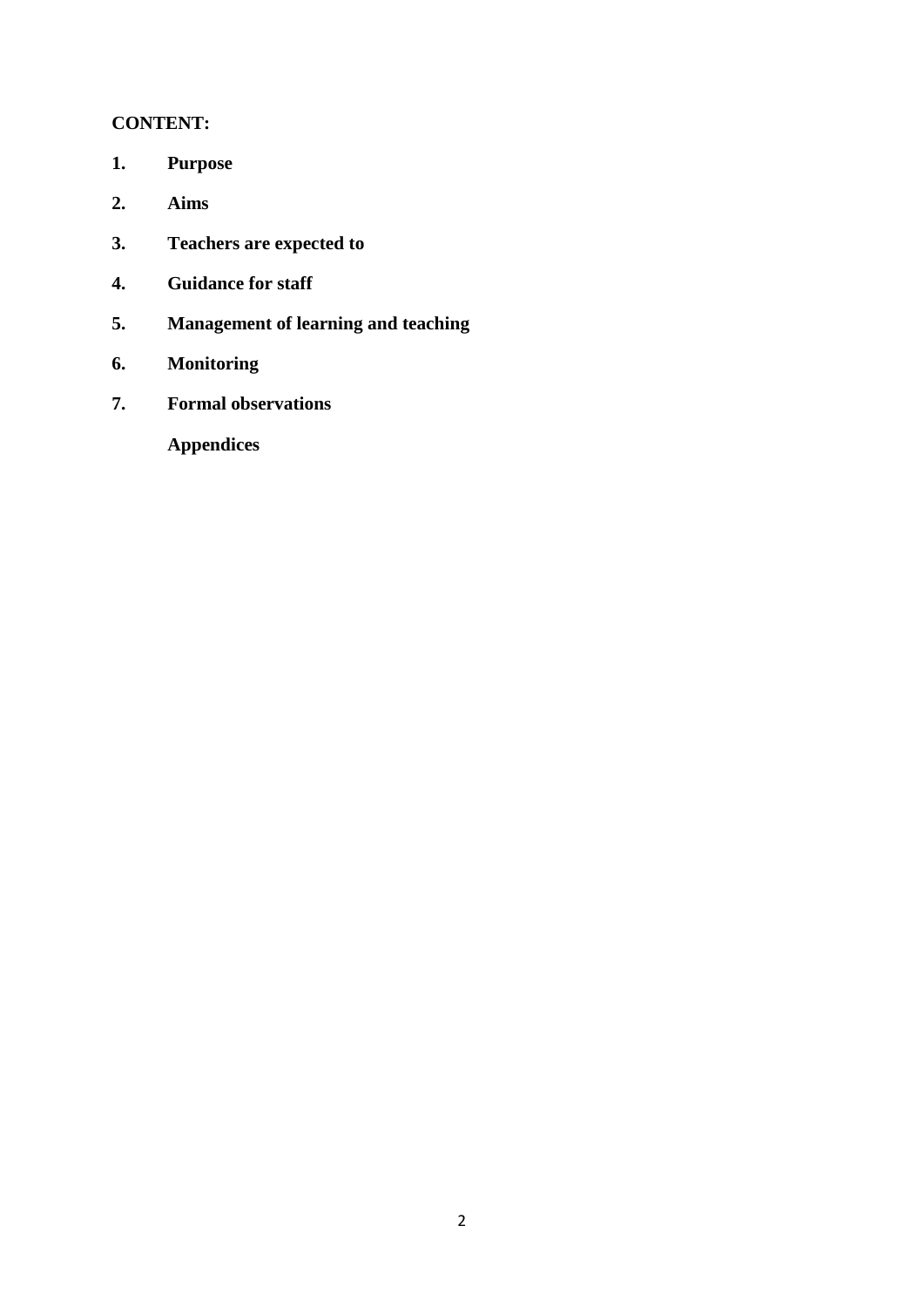**CONTENT:**

1. **Purpose**
2. **Aims**
3. **Teachers are expected to**
4. **Guidance for staff**
5. **Management of learning and teaching**
6. **Monitoring**
7. **Formal observations**

**Appendices**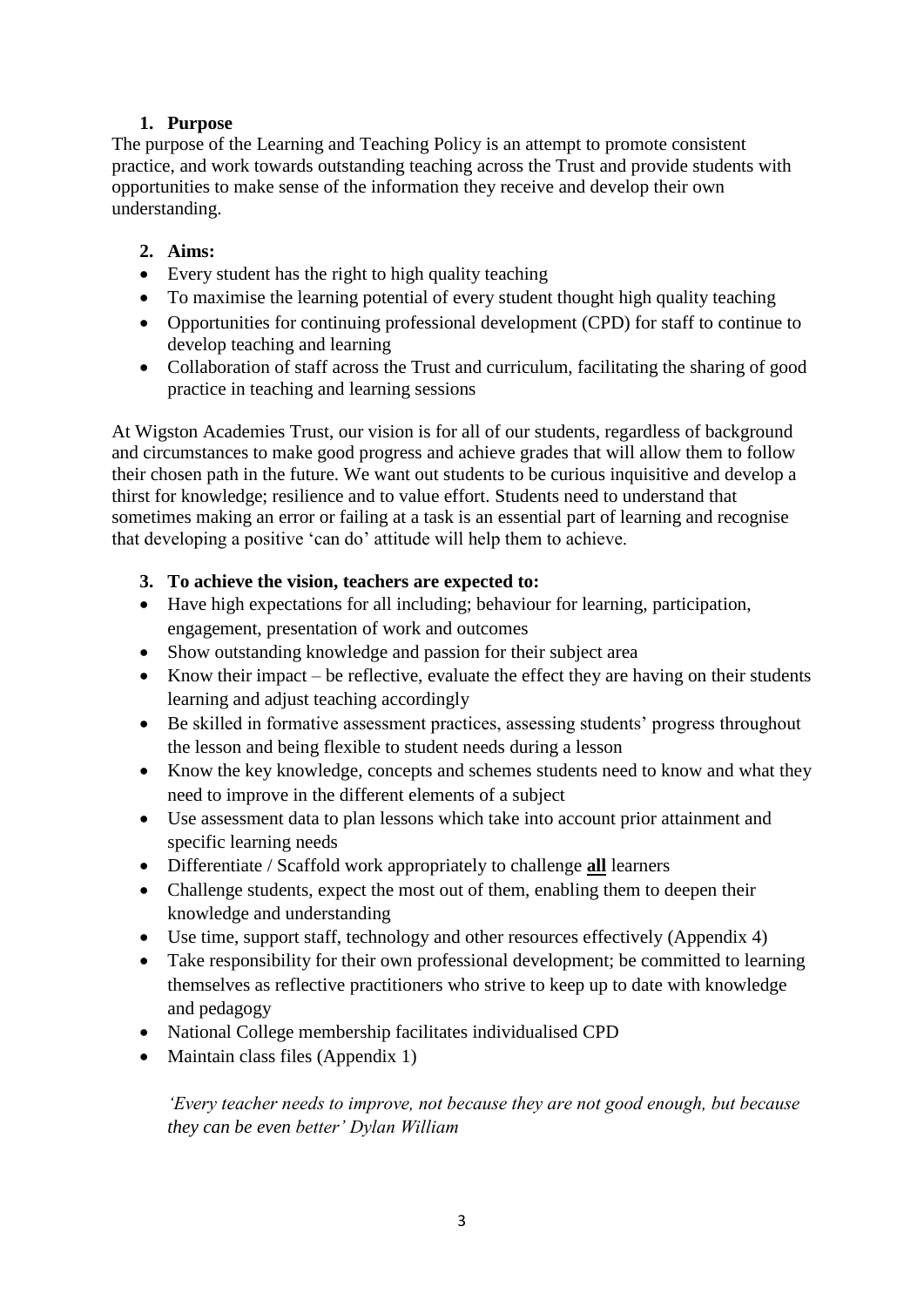## 1. Purpose

The purpose of the Learning and Teaching Policy is an attempt to promote consistent practice, and work towards outstanding teaching across the Trust and provide students with opportunities to make sense of the information they receive and develop their own understanding.

## 2. Aims:

- Every student has the right to high quality teaching
- To maximise the learning potential of every student thought high quality teaching
- Opportunities for continuing professional development (CPD) for staff to continue to develop teaching and learning
- Collaboration of staff across the Trust and curriculum, facilitating the sharing of good practice in teaching and learning sessions

At Wigston Academies Trust, our vision is for all of our students, regardless of background and circumstances to make good progress and achieve grades that will allow them to follow their chosen path in the future. We want out students to be curious inquisitive and develop a thirst for knowledge; resilience and to value effort. Students need to understand that sometimes making an error or failing at a task is an essential part of learning and recognise that developing a positive 'can do' attitude will help them to achieve.

## 3. To achieve the vision, teachers are expected to:

- Have high expectations for all including; behaviour for learning, participation, engagement, presentation of work and outcomes
- Show outstanding knowledge and passion for their subject area
- Know their impact – be reflective, evaluate the effect they are having on their students learning and adjust teaching accordingly
- Be skilled in formative assessment practices, assessing students' progress throughout the lesson and being flexible to student needs during a lesson
- Know the key knowledge, concepts and schemes students need to know and what they need to improve in the different elements of a subject
- Use assessment data to plan lessons which take into account prior attainment and specific learning needs
- Differentiate / Scaffold work appropriately to challenge **<u>all</u>** learners
- Challenge students, expect the most out of them, enabling them to deepen their knowledge and understanding
- Use time, support staff, technology and other resources effectively (Appendix 4)
- Take responsibility for their own professional development; be committed to learning themselves as reflective practitioners who strive to keep up to date with knowledge and pedagogy
- National College membership facilitates individualised CPD
- Maintain class files (Appendix 1)

> *'Every teacher needs to improve, not because they are not good enough, but because they can be even better' Dylan William*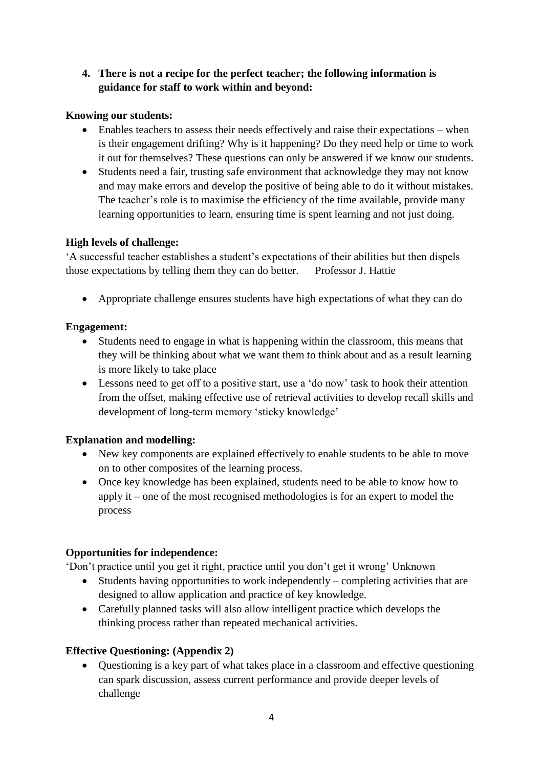4. **There is not a recipe for the perfect teacher; the following information is guidance for staff to work within and beyond:**

**Knowing our students:**

- Enables teachers to assess their needs effectively and raise their expectations – when is their engagement drifting? Why is it happening? Do they need help or time to work it out for themselves? These questions can only be answered if we know our students.
- Students need a fair, trusting safe environment that acknowledge they may not know and may make errors and develop the positive of being able to do it without mistakes. The teacher's role is to maximise the efficiency of the time available, provide many learning opportunities to learn, ensuring time is spent learning and not just doing.

**High levels of challenge:**

'A successful teacher establishes a student's expectations of their abilities but then dispels those expectations by telling them they can do better. Professor J. Hattie

- Appropriate challenge ensures students have high expectations of what they can do

**Engagement:**

- Students need to engage in what is happening within the classroom, this means that they will be thinking about what we want them to think about and as a result learning is more likely to take place
- Lessons need to get off to a positive start, use a 'do now' task to hook their attention from the offset, making effective use of retrieval activities to develop recall skills and development of long-term memory 'sticky knowledge'

**Explanation and modelling:**

- New key components are explained effectively to enable students to be able to move on to other composites of the learning process.
- Once key knowledge has been explained, students need to be able to know how to apply it – one of the most recognised methodologies is for an expert to model the process

**Opportunities for independence:**

'Don't practice until you get it right, practice until you don't get it wrong' Unknown

- Students having opportunities to work independently – completing activities that are designed to allow application and practice of key knowledge.
- Carefully planned tasks will also allow intelligent practice which develops the thinking process rather than repeated mechanical activities.

**Effective Questioning: (Appendix 2)**

- Questioning is a key part of what takes place in a classroom and effective questioning can spark discussion, assess current performance and provide deeper levels of challenge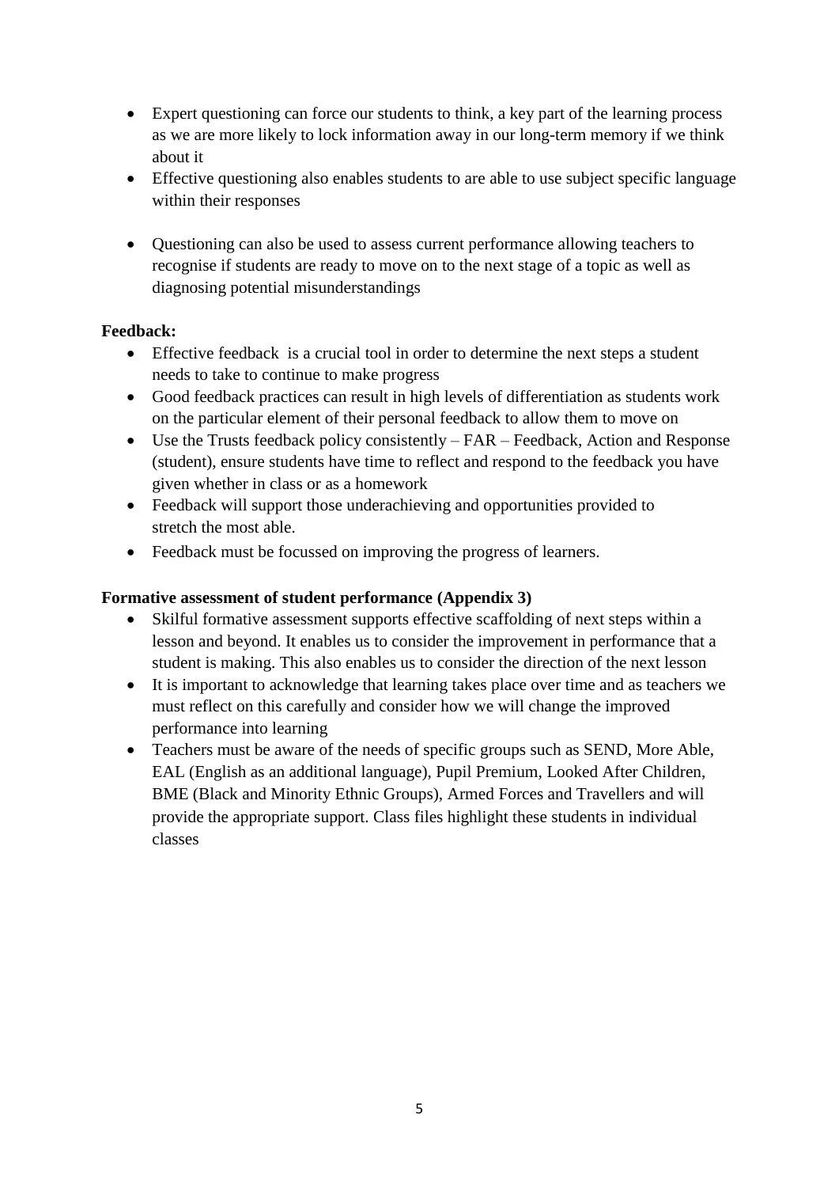- Expert questioning can force our students to think, a key part of the learning process as we are more likely to lock information away in our long-term memory if we think about it
- Effective questioning also enables students to are able to use subject specific language within their responses
- Questioning can also be used to assess current performance allowing teachers to recognise if students are ready to move on to the next stage of a topic as well as diagnosing potential misunderstandings

**Feedback:**

- Effective feedback is a crucial tool in order to determine the next steps a student needs to take to continue to make progress
- Good feedback practices can result in high levels of differentiation as students work on the particular element of their personal feedback to allow them to move on
- Use the Trusts feedback policy consistently – FAR – Feedback, Action and Response (student), ensure students have time to reflect and respond to the feedback you have given whether in class or as a homework
- Feedback will support those underachieving and opportunities provided to stretch the most able.
- Feedback must be focussed on improving the progress of learners.

**Formative assessment of student performance (Appendix 3)**

- Skilful formative assessment supports effective scaffolding of next steps within a lesson and beyond. It enables us to consider the improvement in performance that a student is making. This also enables us to consider the direction of the next lesson
- It is important to acknowledge that learning takes place over time and as teachers we must reflect on this carefully and consider how we will change the improved performance into learning
- Teachers must be aware of the needs of specific groups such as SEND, More Able, EAL (English as an additional language), Pupil Premium, Looked After Children, BME (Black and Minority Ethnic Groups), Armed Forces and Travellers and will provide the appropriate support. Class files highlight these students in individual classes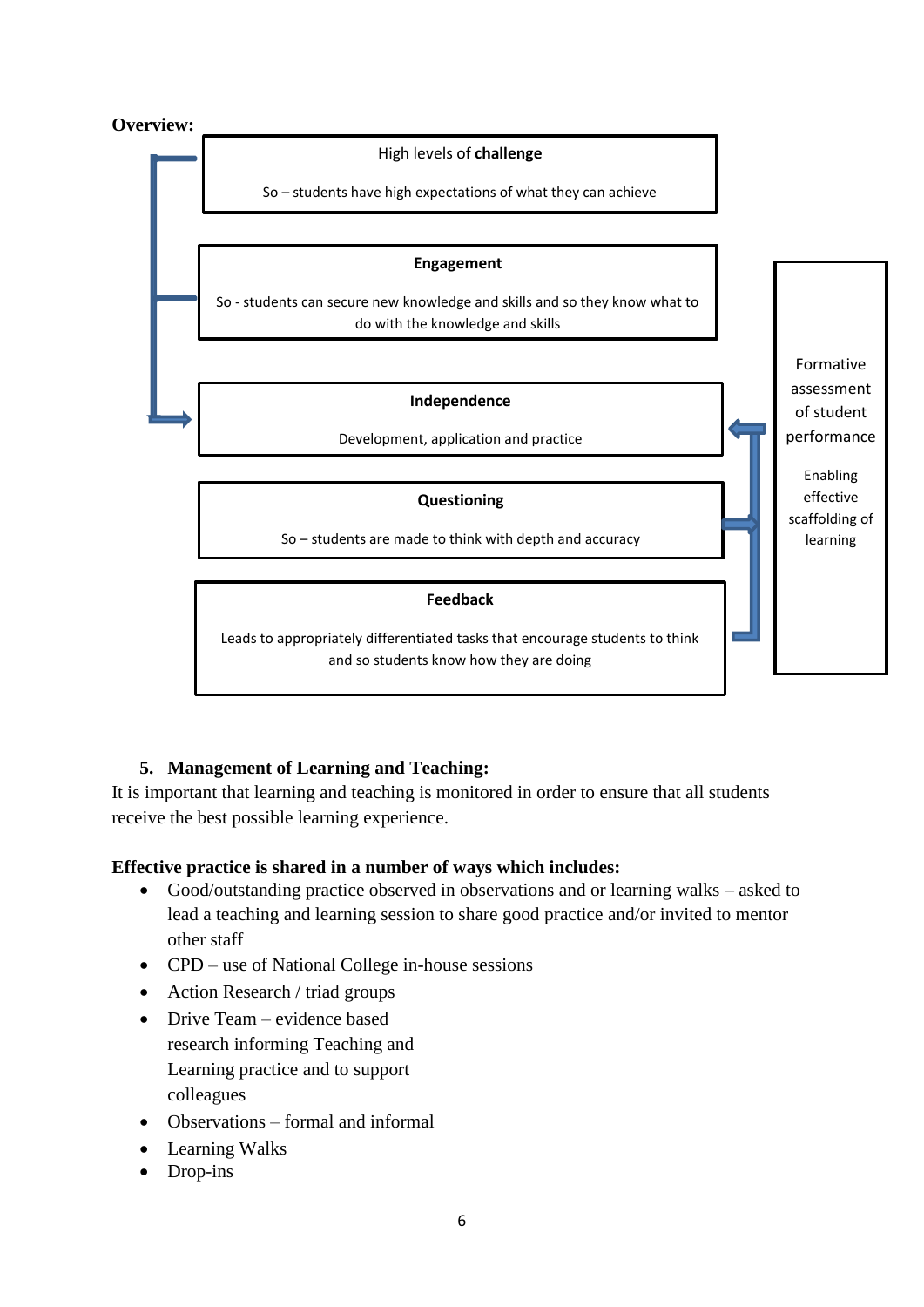**Overview:**

**High levels of challenge**

So – students have high expectations of what they can achieve

**Engagement**

So - students can secure new knowledge and skills and so they know what to do with the knowledge and skills

**Independence**

Development, application and practice

**Questioning**

So – students are made to think with depth and accuracy

**Feedback**

Leads to appropriately differentiated tasks that encourage students to think and so students know how they are doing

Formative assessment of student performance

Enabling effective scaffolding of learning

## 5. Management of Learning and Teaching:

It is important that learning and teaching is monitored in order to ensure that all students receive the best possible learning experience.

**Effective practice is shared in a number of ways which includes:**

- Good/outstanding practice observed in observations and or learning walks – asked to lead a teaching and learning session to share good practice and/or invited to mentor other staff
- CPD – use of National College in-house sessions
- Action Research / triad groups
- Drive Team – evidence based research informing Teaching and Learning practice and to support colleagues
- Observations – formal and informal
- Learning Walks
- Drop-ins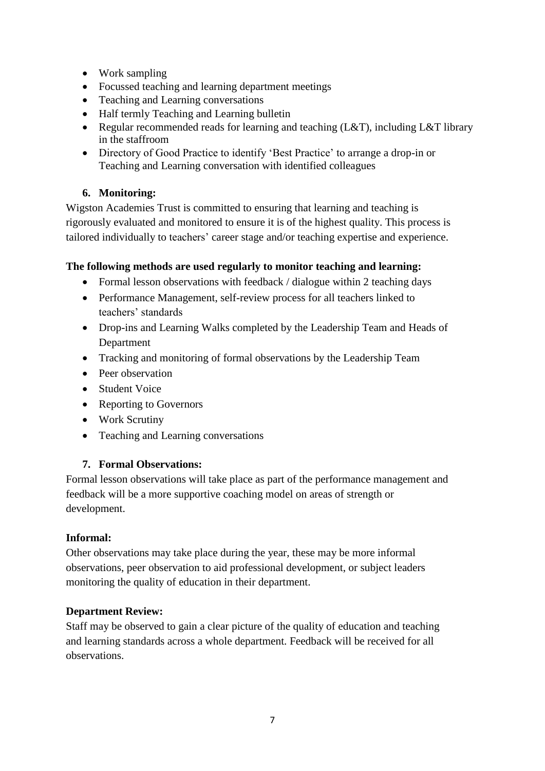- Work sampling
- Focussed teaching and learning department meetings
- Teaching and Learning conversations
- Half termly Teaching and Learning bulletin
- Regular recommended reads for learning and teaching (L&T), including L&T library in the staffroom
- Directory of Good Practice to identify 'Best Practice' to arrange a drop-in or Teaching and Learning conversation with identified colleagues

### 6. Monitoring:

Wigston Academies Trust is committed to ensuring that learning and teaching is rigorously evaluated and monitored to ensure it is of the highest quality. This process is tailored individually to teachers' career stage and/or teaching expertise and experience.

**The following methods are used regularly to monitor teaching and learning:**

- Formal lesson observations with feedback / dialogue within 2 teaching days
- Performance Management, self-review process for all teachers linked to teachers' standards
- Drop-ins and Learning Walks completed by the Leadership Team and Heads of Department
- Tracking and monitoring of formal observations by the Leadership Team
- Peer observation
- Student Voice
- Reporting to Governors
- Work Scrutiny
- Teaching and Learning conversations

### 7. Formal Observations:

Formal lesson observations will take place as part of the performance management and feedback will be a more supportive coaching model on areas of strength or development.

**Informal:**

Other observations may take place during the year, these may be more informal observations, peer observation to aid professional development, or subject leaders monitoring the quality of education in their department.

**Department Review:**

Staff may be observed to gain a clear picture of the quality of education and teaching and learning standards across a whole department. Feedback will be received for all observations.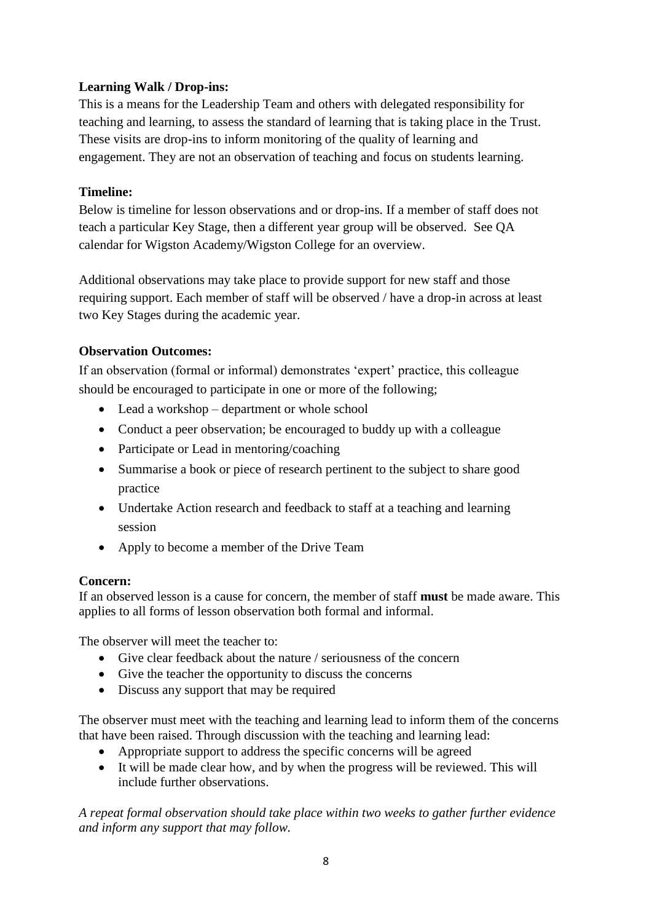**Learning Walk / Drop-ins:**

This is a means for the Leadership Team and others with delegated responsibility for teaching and learning, to assess the standard of learning that is taking place in the Trust. These visits are drop-ins to inform monitoring of the quality of learning and engagement. They are not an observation of teaching and focus on students learning.

**Timeline:**

Below is timeline for lesson observations and or drop-ins. If a member of staff does not teach a particular Key Stage, then a different year group will be observed. See QA calendar for Wigston Academy/Wigston College for an overview.

Additional observations may take place to provide support for new staff and those requiring support. Each member of staff will be observed / have a drop-in across at least two Key Stages during the academic year.

**Observation Outcomes:**

If an observation (formal or informal) demonstrates 'expert' practice, this colleague should be encouraged to participate in one or more of the following;

- Lead a workshop – department or whole school
- Conduct a peer observation; be encouraged to buddy up with a colleague
- Participate or Lead in mentoring/coaching
- Summarise a book or piece of research pertinent to the subject to share good practice
- Undertake Action research and feedback to staff at a teaching and learning session
- Apply to become a member of the Drive Team

**Concern:**

If an observed lesson is a cause for concern, the member of staff **must** be made aware. This applies to all forms of lesson observation both formal and informal.

The observer will meet the teacher to:

- Give clear feedback about the nature / seriousness of the concern
- Give the teacher the opportunity to discuss the concerns
- Discuss any support that may be required

The observer must meet with the teaching and learning lead to inform them of the concerns that have been raised. Through discussion with the teaching and learning lead:

- Appropriate support to address the specific concerns will be agreed
- It will be made clear how, and by when the progress will be reviewed. This will include further observations.

*A repeat formal observation should take place within two weeks to gather further evidence and inform any support that may follow.*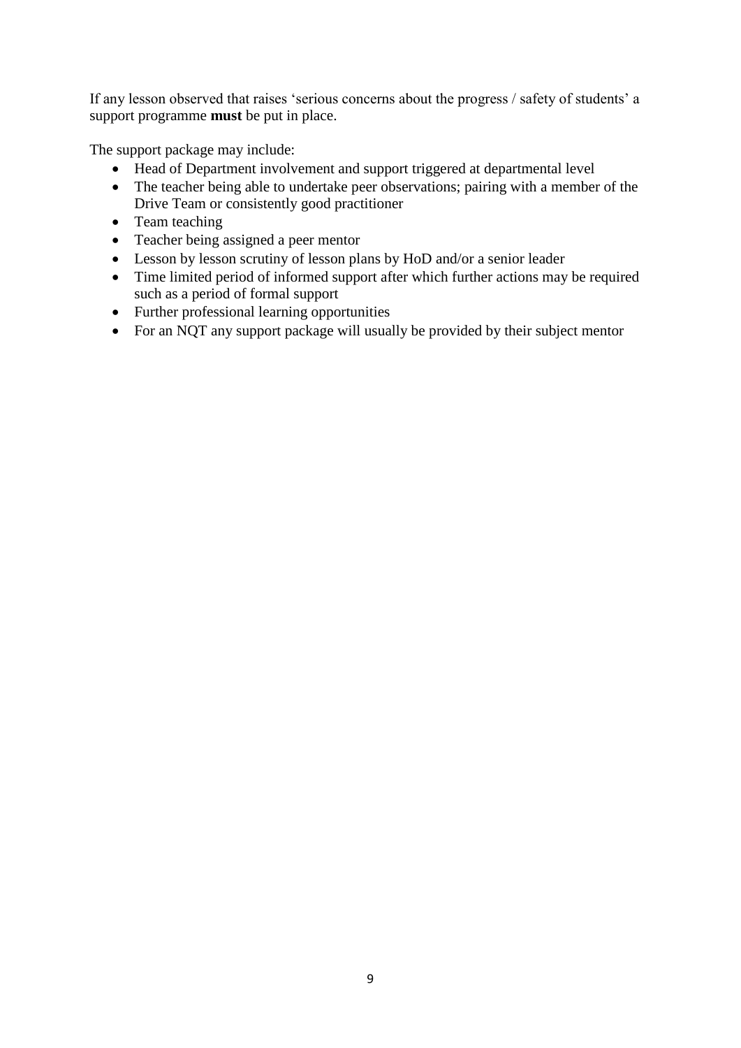If any lesson observed that raises 'serious concerns about the progress / safety of students' a support programme **must** be put in place.

The support package may include:

- Head of Department involvement and support triggered at departmental level
- The teacher being able to undertake peer observations; pairing with a member of the Drive Team or consistently good practitioner
- Team teaching
- Teacher being assigned a peer mentor
- Lesson by lesson scrutiny of lesson plans by HoD and/or a senior leader
- Time limited period of informed support after which further actions may be required such as a period of formal support
- Further professional learning opportunities
- For an NQT any support package will usually be provided by their subject mentor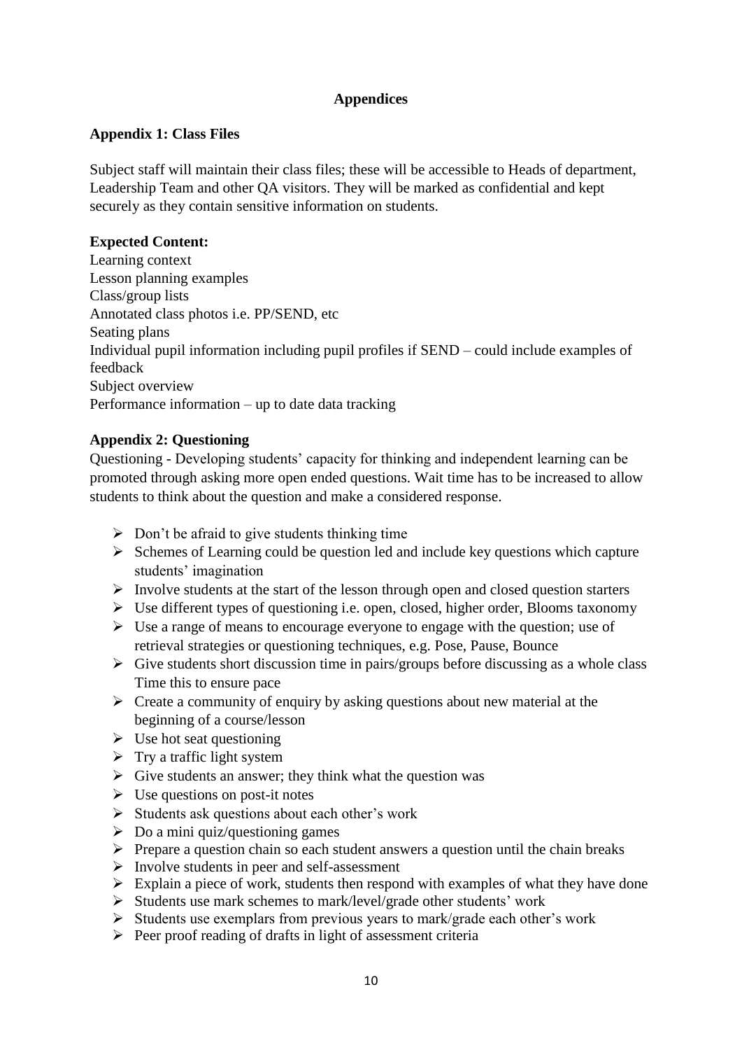# Appendices

## Appendix 1: Class Files

Subject staff will maintain their class files; these will be accessible to Heads of department, Leadership Team and other QA visitors. They will be marked as confidential and kept securely as they contain sensitive information on students.

**Expected Content:**

Learning context
Lesson planning examples
Class/group lists
Annotated class photos i.e. PP/SEND, etc
Seating plans
Individual pupil information including pupil profiles if SEND – could include examples of feedback
Subject overview
Performance information – up to date data tracking

## Appendix 2: Questioning

Questioning - Developing students' capacity for thinking and independent learning can be promoted through asking more open ended questions. Wait time has to be increased to allow students to think about the question and make a considered response.

- Don't be afraid to give students thinking time
- Schemes of Learning could be question led and include key questions which capture students' imagination
- Involve students at the start of the lesson through open and closed question starters
- Use different types of questioning i.e. open, closed, higher order, Blooms taxonomy
- Use a range of means to encourage everyone to engage with the question; use of retrieval strategies or questioning techniques, e.g. Pose, Pause, Bounce
- Give students short discussion time in pairs/groups before discussing as a whole class Time this to ensure pace
- Create a community of enquiry by asking questions about new material at the beginning of a course/lesson
- Use hot seat questioning
- Try a traffic light system
- Give students an answer; they think what the question was
- Use questions on post-it notes
- Students ask questions about each other's work
- Do a mini quiz/questioning games
- Prepare a question chain so each student answers a question until the chain breaks
- Involve students in peer and self-assessment
- Explain a piece of work, students then respond with examples of what they have done
- Students use mark schemes to mark/level/grade other students' work
- Students use exemplars from previous years to mark/grade each other's work
- Peer proof reading of drafts in light of assessment criteria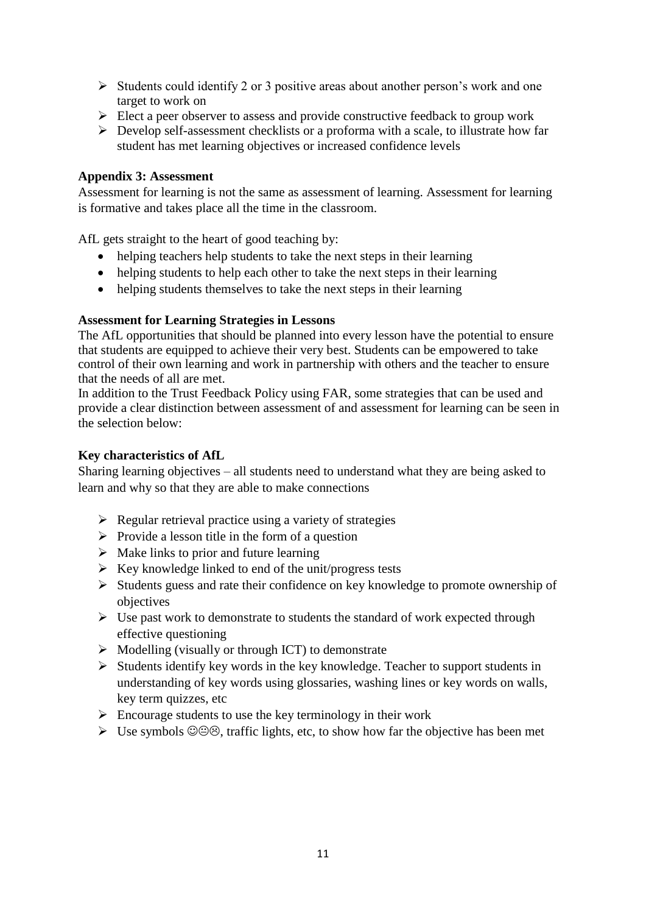- Students could identify 2 or 3 positive areas about another person's work and one target to work on
- Elect a peer observer to assess and provide constructive feedback to group work
- Develop self-assessment checklists or a proforma with a scale, to illustrate how far student has met learning objectives or increased confidence levels

**Appendix 3: Assessment**

Assessment for learning is not the same as assessment of learning. Assessment for learning is formative and takes place all the time in the classroom.

AfL gets straight to the heart of good teaching by:

- helping teachers help students to take the next steps in their learning
- helping students to help each other to take the next steps in their learning
- helping students themselves to take the next steps in their learning

**Assessment for Learning Strategies in Lessons**

The AfL opportunities that should be planned into every lesson have the potential to ensure that students are equipped to achieve their very best. Students can be empowered to take control of their own learning and work in partnership with others and the teacher to ensure that the needs of all are met.

In addition to the Trust Feedback Policy using FAR, some strategies that can be used and provide a clear distinction between assessment of and assessment for learning can be seen in the selection below:

**Key characteristics of AfL**

Sharing learning objectives – all students need to understand what they are being asked to learn and why so that they are able to make connections

- Regular retrieval practice using a variety of strategies
- Provide a lesson title in the form of a question
- Make links to prior and future learning
- Key knowledge linked to end of the unit/progress tests
- Students guess and rate their confidence on key knowledge to promote ownership of objectives
- Use past work to demonstrate to students the standard of work expected through effective questioning
- Modelling (visually or through ICT) to demonstrate
- Students identify key words in the key knowledge. Teacher to support students in understanding of key words using glossaries, washing lines or key words on walls, key term quizzes, etc
- Encourage students to use the key terminology in their work
- Use symbols ☺😐☹, traffic lights, etc, to show how far the objective has been met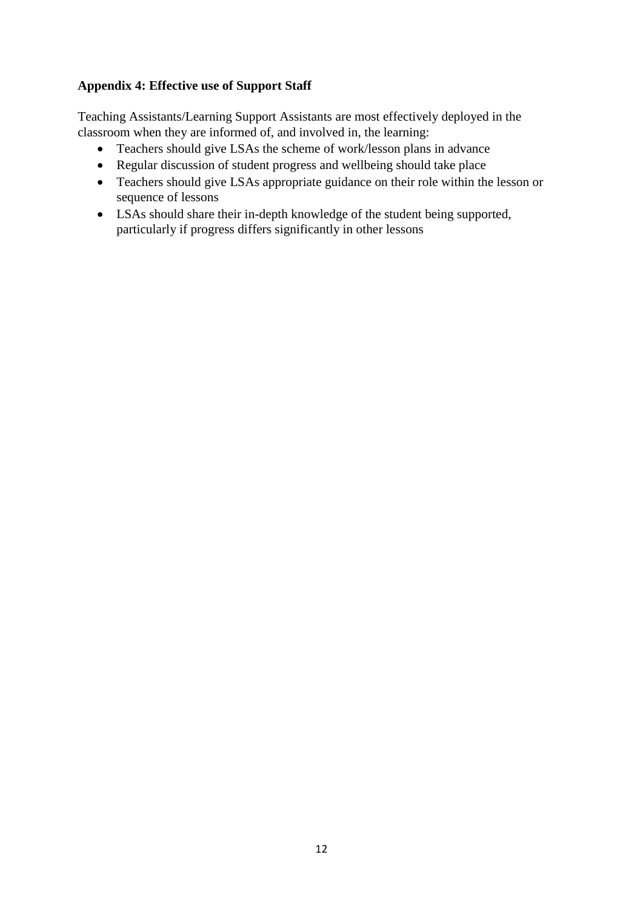**Appendix 4: Effective use of Support Staff**

Teaching Assistants/Learning Support Assistants are most effectively deployed in the classroom when they are informed of, and involved in, the learning:

- Teachers should give LSAs the scheme of work/lesson plans in advance
- Regular discussion of student progress and wellbeing should take place
- Teachers should give LSAs appropriate guidance on their role within the lesson or sequence of lessons
- LSAs should share their in-depth knowledge of the student being supported, particularly if progress differs significantly in other lessons